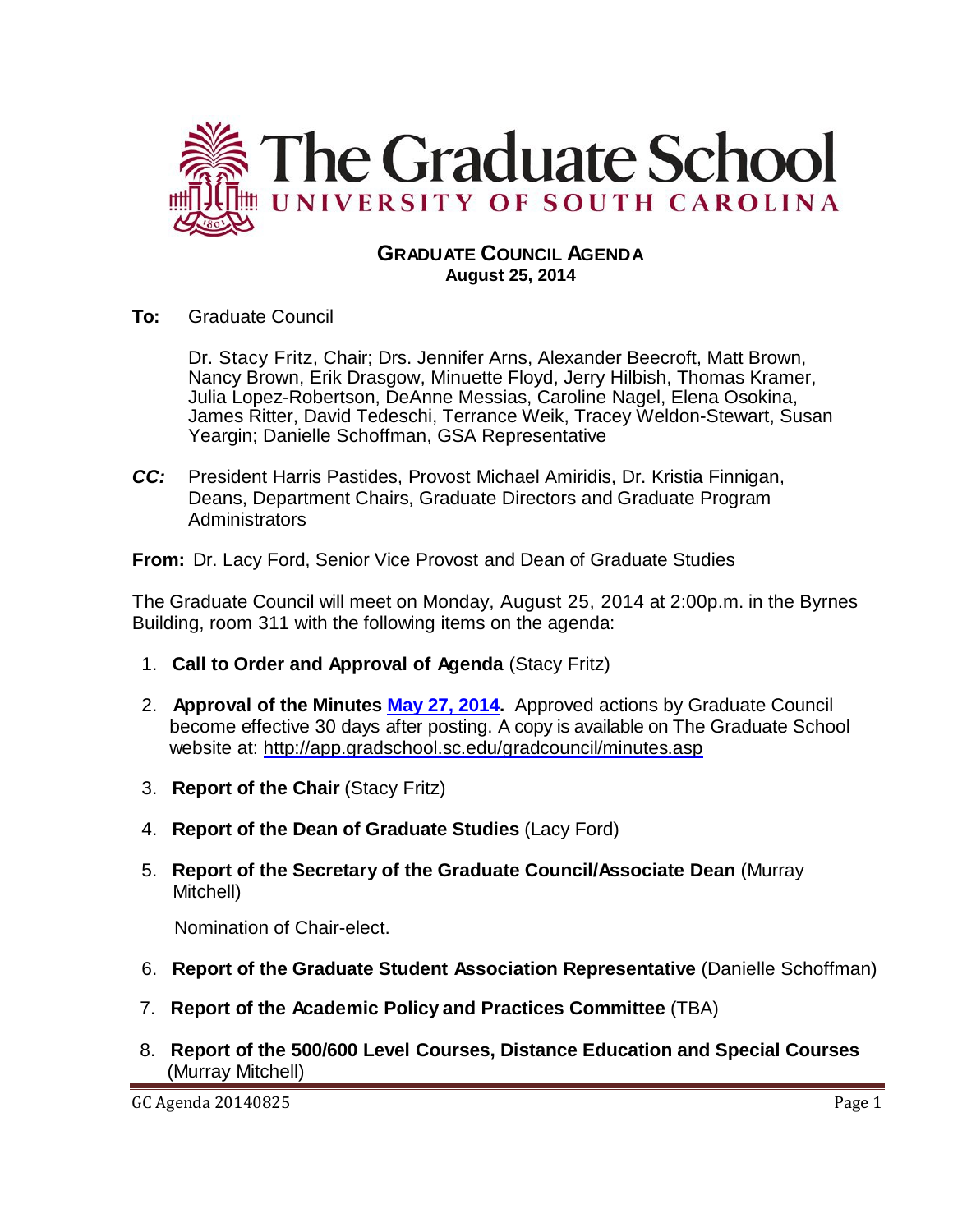# The Graduate School
## UNIVERSITY OF SOUTH CAROLINA

**GRADUATE COUNCIL AGENDA**
**August 25, 2014**

**To:** Graduate Council

Dr. Stacy Fritz, Chair; Drs. Jennifer Arns, Alexander Beecroft, Matt Brown, Nancy Brown, Erik Drasgow, Minuette Floyd, Jerry Hilbish, Thomas Kramer, Julia Lopez-Robertson, DeAnne Messias, Caroline Nagel, Elena Osokina, James Ritter, David Tedeschi, Terrance Weik, Tracey Weldon-Stewart, Susan Yeargin; Danielle Schoffman, GSA Representative

***CC:*** President Harris Pastides, Provost Michael Amiridis, Dr. Kristia Finnigan, Deans, Department Chairs, Graduate Directors and Graduate Program Administrators

**From:** Dr. Lacy Ford, Senior Vice Provost and Dean of Graduate Studies

The Graduate Council will meet on Monday, August 25, 2014 at 2:00p.m. in the Byrnes Building, room 311 with the following items on the agenda:

1. **Call to Order and Approval of Agenda** (Stacy Fritz)

2. **Approval of the Minutes May 27, 2014.** Approved actions by Graduate Council become effective 30 days after posting. A copy is available on The Graduate School website at: http://app.gradschool.sc.edu/gradcouncil/minutes.asp

3. **Report of the Chair** (Stacy Fritz)

4. **Report of the Dean of Graduate Studies** (Lacy Ford)

5. **Report of the Secretary of the Graduate Council/Associate Dean** (Murray Mitchell)

   Nomination of Chair-elect.

6. **Report of the Graduate Student Association Representative** (Danielle Schoffman)

7. **Report of the Academic Policy and Practices Committee** (TBA)

8. **Report of the 500/600 Level Courses, Distance Education and Special Courses** (Murray Mitchell)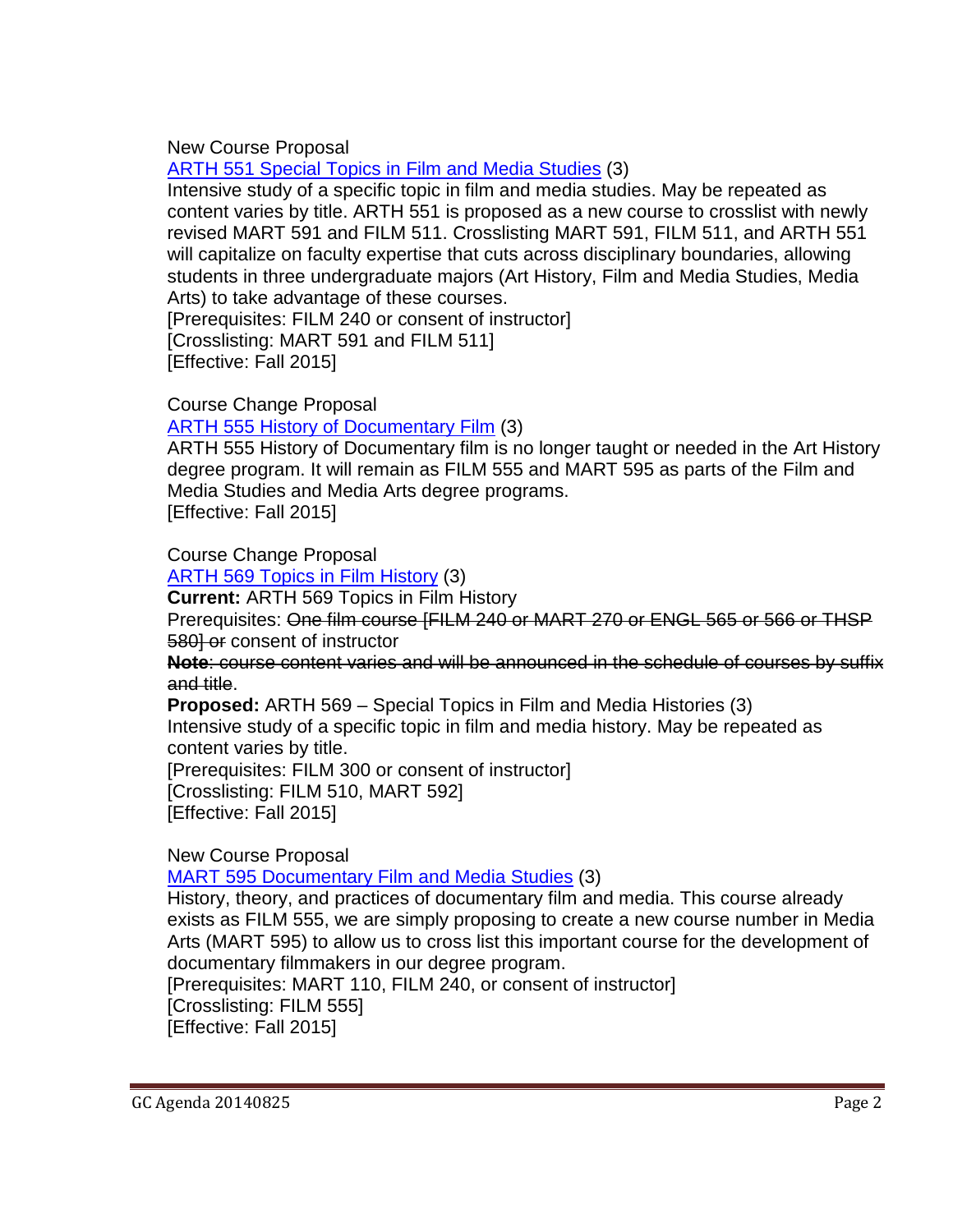New Course Proposal

[ARTH 551 Special Topics in Film and Media Studies](#) (3)

Intensive study of a specific topic in film and media studies. May be repeated as content varies by title. ARTH 551 is proposed as a new course to crosslist with newly revised MART 591 and FILM 511. Crosslisting MART 591, FILM 511, and ARTH 551 will capitalize on faculty expertise that cuts across disciplinary boundaries, allowing students in three undergraduate majors (Art History, Film and Media Studies, Media Arts) to take advantage of these courses.

[Prerequisites: FILM 240 or consent of instructor]

[Crosslisting: MART 591 and FILM 511]

[Effective: Fall 2015]

Course Change Proposal

[ARTH 555 History of Documentary Film](#) (3)

ARTH 555 History of Documentary film is no longer taught or needed in the Art History degree program. It will remain as FILM 555 and MART 595 as parts of the Film and Media Studies and Media Arts degree programs.

[Effective: Fall 2015]

Course Change Proposal

[ARTH 569 Topics in Film History](#) (3)

**Current:** ARTH 569 Topics in Film History

Prerequisites: ~~One film course [FILM 240 or MART 270 or ENGL 565 or 566 or THSP 580] or~~ consent of instructor

~~**Note**: course content varies and will be announced in the schedule of courses by suffix and title~~.

**Proposed:** ARTH 569 – Special Topics in Film and Media Histories (3)

Intensive study of a specific topic in film and media history. May be repeated as content varies by title.

[Prerequisites: FILM 300 or consent of instructor]

[Crosslisting: FILM 510, MART 592]

[Effective: Fall 2015]

New Course Proposal

[MART 595 Documentary Film and Media Studies](#) (3)

History, theory, and practices of documentary film and media. This course already exists as FILM 555, we are simply proposing to create a new course number in Media Arts (MART 595) to allow us to cross list this important course for the development of documentary filmmakers in our degree program.

[Prerequisites: MART 110, FILM 240, or consent of instructor]

[Crosslisting: FILM 555]

[Effective: Fall 2015]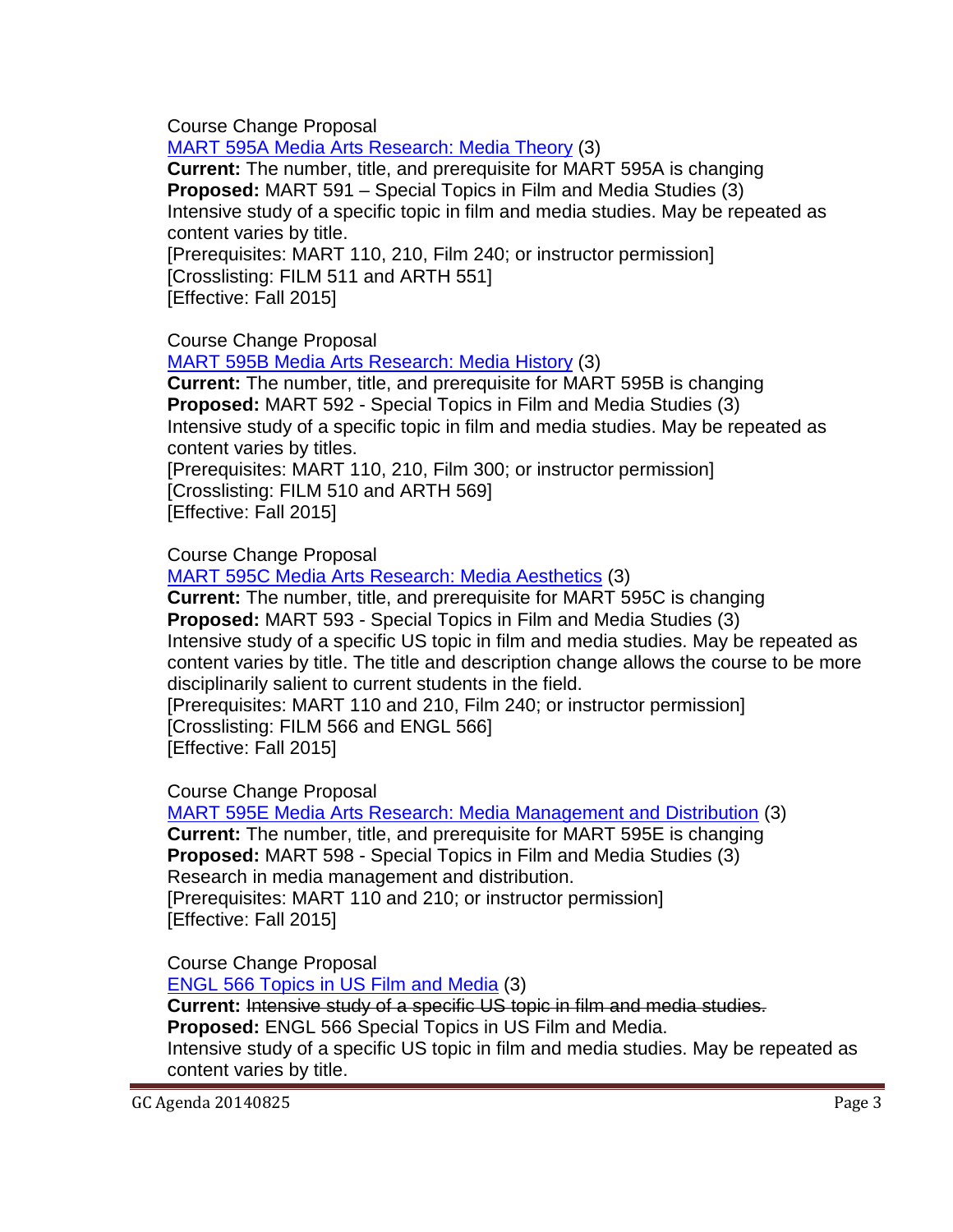Course Change Proposal
MART 595A Media Arts Research: Media Theory (3)
**Current:** The number, title, and prerequisite for MART 595A is changing
**Proposed:** MART 591 – Special Topics in Film and Media Studies (3)
Intensive study of a specific topic in film and media studies. May be repeated as content varies by title.
[Prerequisites: MART 110, 210, Film 240; or instructor permission]
[Crosslisting: FILM 511 and ARTH 551]
[Effective: Fall 2015]

Course Change Proposal
MART 595B Media Arts Research: Media History (3)
**Current:** The number, title, and prerequisite for MART 595B is changing
**Proposed:** MART 592 - Special Topics in Film and Media Studies (3)
Intensive study of a specific topic in film and media studies. May be repeated as content varies by titles.
[Prerequisites: MART 110, 210, Film 300; or instructor permission]
[Crosslisting: FILM 510 and ARTH 569]
[Effective: Fall 2015]

Course Change Proposal
MART 595C Media Arts Research: Media Aesthetics (3)
**Current:** The number, title, and prerequisite for MART 595C is changing
**Proposed:** MART 593 - Special Topics in Film and Media Studies (3)
Intensive study of a specific US topic in film and media studies. May be repeated as content varies by title. The title and description change allows the course to be more disciplinarily salient to current students in the field.
[Prerequisites: MART 110 and 210, Film 240; or instructor permission]
[Crosslisting: FILM 566 and ENGL 566]
[Effective: Fall 2015]

Course Change Proposal
MART 595E Media Arts Research: Media Management and Distribution (3)
**Current:** The number, title, and prerequisite for MART 595E is changing
**Proposed:** MART 598 - Special Topics in Film and Media Studies (3)
Research in media management and distribution.
[Prerequisites: MART 110 and 210; or instructor permission]
[Effective: Fall 2015]

Course Change Proposal
ENGL 566 Topics in US Film and Media (3)
**Current:** ~~Intensive study of a specific US topic in film and media studies.~~
**Proposed:** ENGL 566 Special Topics in US Film and Media.
Intensive study of a specific US topic in film and media studies. May be repeated as content varies by title.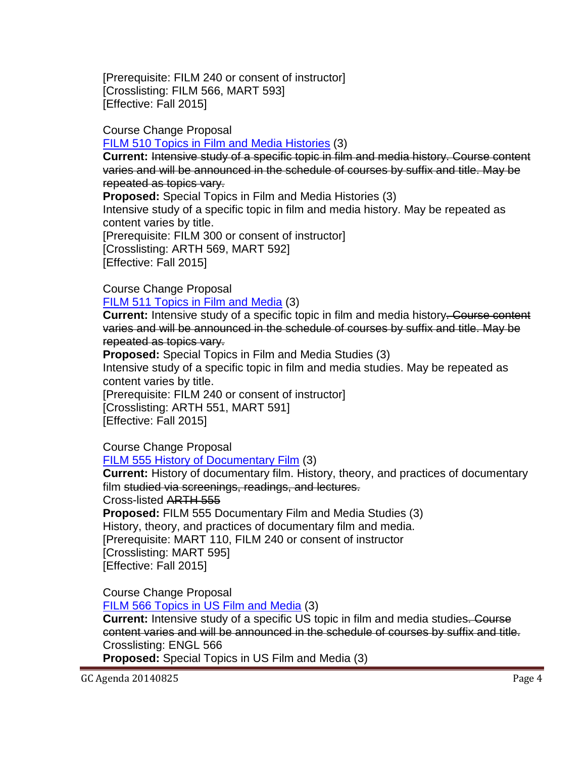[Prerequisite: FILM 240 or consent of instructor]
[Crosslisting: FILM 566, MART 593]
[Effective: Fall 2015]

Course Change Proposal
FILM 510 Topics in Film and Media Histories (3)
**Current:** ~~Intensive study of a specific topic in film and media history. Course content varies and will be announced in the schedule of courses by suffix and title. May be repeated as topics vary.~~
**Proposed:** Special Topics in Film and Media Histories (3)
Intensive study of a specific topic in film and media history. May be repeated as content varies by title.
[Prerequisite: FILM 300 or consent of instructor]
[Crosslisting: ARTH 569, MART 592]
[Effective: Fall 2015]

Course Change Proposal
FILM 511 Topics in Film and Media (3)
**Current:** Intensive study of a specific topic in film and media history~~. Course content varies and will be announced in the schedule of courses by suffix and title. May be repeated as topics vary.~~
**Proposed:** Special Topics in Film and Media Studies (3)
Intensive study of a specific topic in film and media studies. May be repeated as content varies by title.
[Prerequisite: FILM 240 or consent of instructor]
[Crosslisting: ARTH 551, MART 591]
[Effective: Fall 2015]

Course Change Proposal
FILM 555 History of Documentary Film (3)
**Current:** History of documentary film. History, theory, and practices of documentary film ~~studied via screenings, readings, and lectures.~~
Cross-listed ~~ARTH 555~~
**Proposed:** FILM 555 Documentary Film and Media Studies (3)
History, theory, and practices of documentary film and media.
[Prerequisite: MART 110, FILM 240 or consent of instructor
[Crosslisting: MART 595]
[Effective: Fall 2015]

Course Change Proposal
FILM 566 Topics in US Film and Media (3)
**Current:** Intensive study of a specific US topic in film and media studies~~. Course content varies and will be announced in the schedule of courses by suffix and title.~~
Crosslisting: ENGL 566
**Proposed:** Special Topics in US Film and Media (3)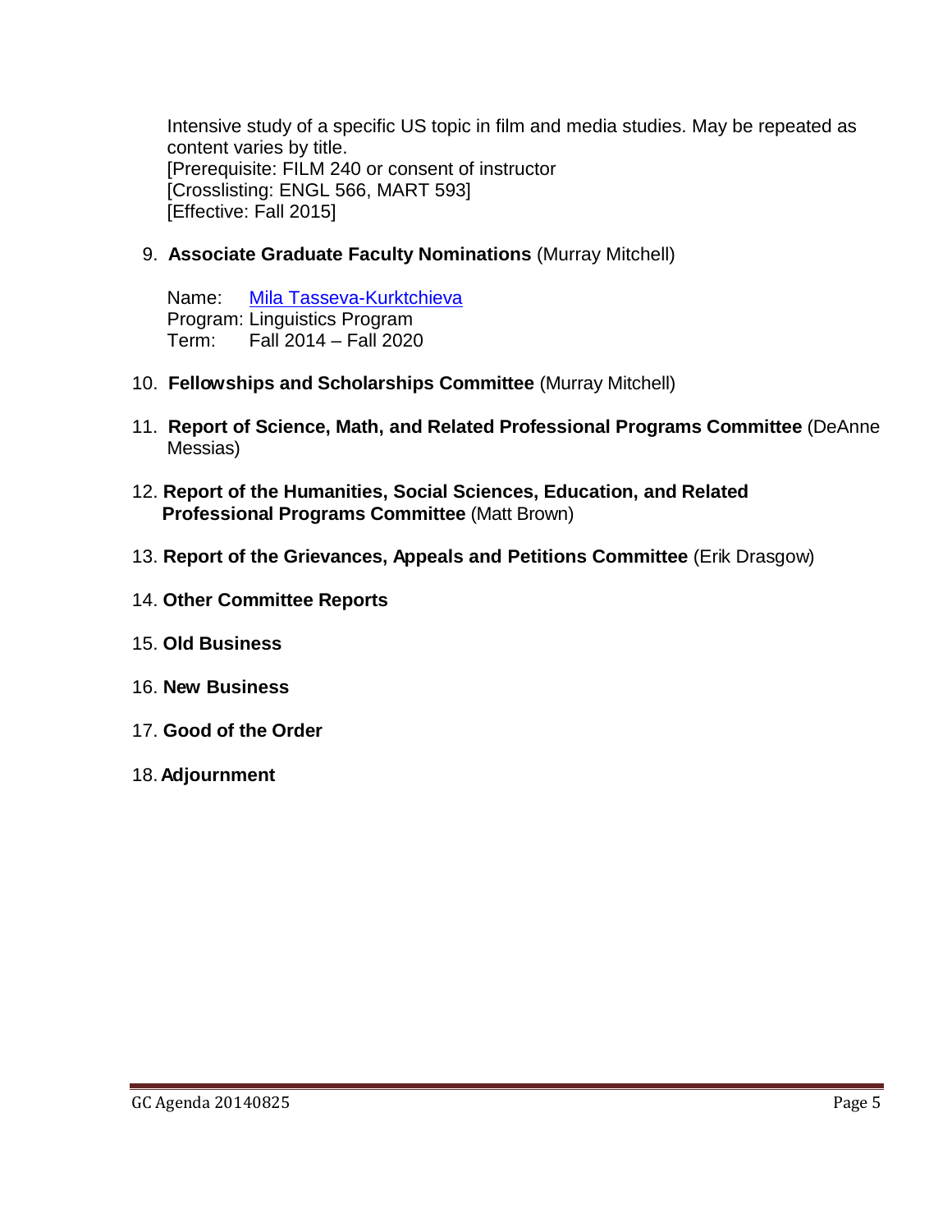Intensive study of a specific US topic in film and media studies. May be repeated as content varies by title.
[Prerequisite: FILM 240 or consent of instructor
[Crosslisting: ENGL 566, MART 593]
[Effective: Fall 2015]

9. **Associate Graduate Faculty Nominations** (Murray Mitchell)

   Name: Mila Tasseva-Kurktchieva
   Program: Linguistics Program
   Term: Fall 2014 – Fall 2020

10. **Fellowships and Scholarships Committee** (Murray Mitchell)

11. **Report of Science, Math, and Related Professional Programs Committee** (DeAnne Messias)

12. **Report of the Humanities, Social Sciences, Education, and Related Professional Programs Committee** (Matt Brown)

13. **Report of the Grievances, Appeals and Petitions Committee** (Erik Drasgow)

14. **Other Committee Reports**

15. **Old Business**

16. **New Business**

17. **Good of the Order**

18. **Adjournment**